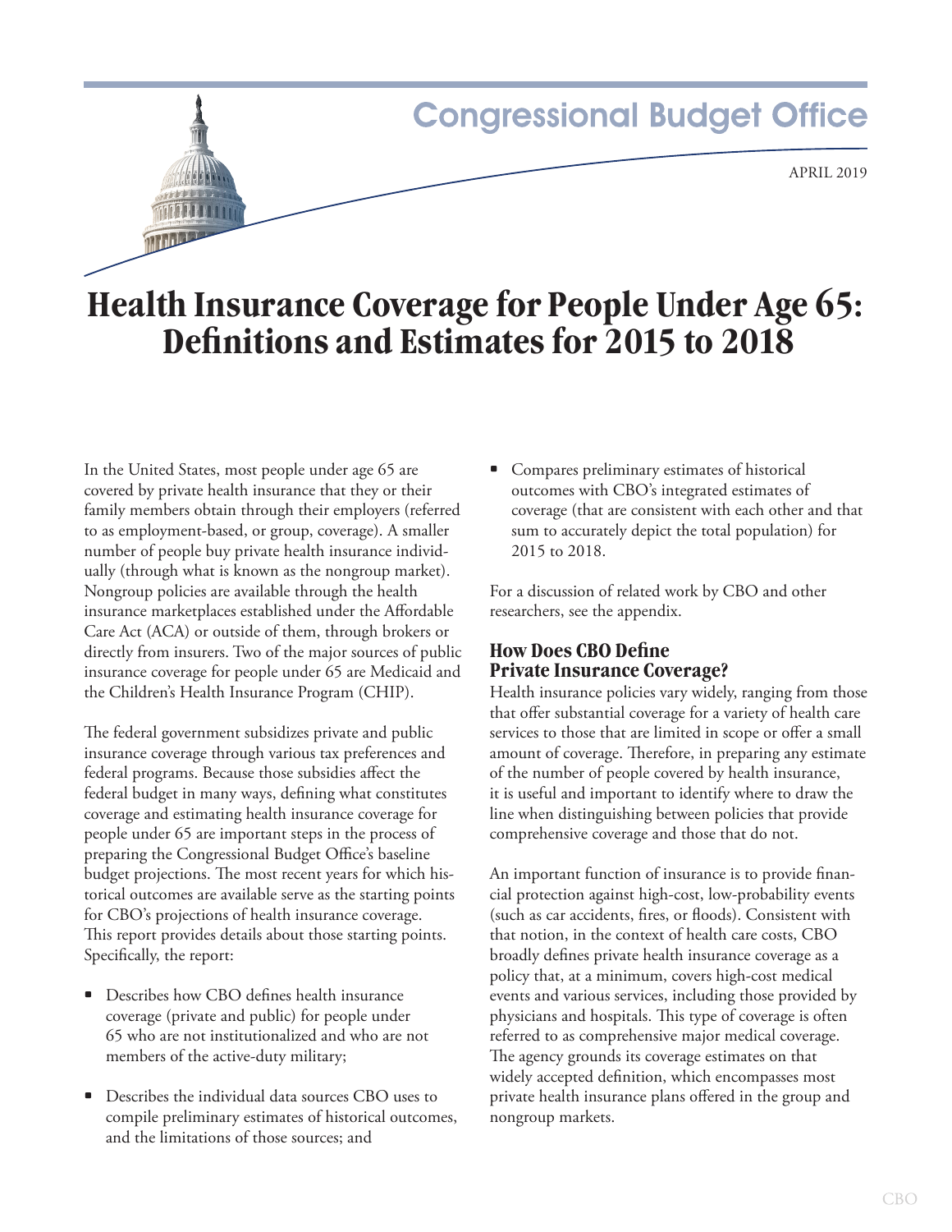Congressional Budget Office

APRIL 2019

# Health Insurance Coverage for People Under Age 65: Definitions and Estimates for 2015 to 2018

In the United States, most people under age 65 are covered by private health insurance that they or their family members obtain through their employers (referred to as employment-based, or group, coverage). A smaller number of people buy private health insurance individually (through what is known as the nongroup market). Nongroup policies are available through the health insurance marketplaces established under the Affordable Care Act (ACA) or outside of them, through brokers or directly from insurers. Two of the major sources of public insurance coverage for people under 65 are Medicaid and the Children's Health Insurance Program (CHIP).

The federal government subsidizes private and public insurance coverage through various tax preferences and federal programs. Because those subsidies affect the federal budget in many ways, defining what constitutes coverage and estimating health insurance coverage for people under 65 are important steps in the process of preparing the Congressional Budget Office's baseline budget projections. The most recent years for which historical outcomes are available serve as the starting points for CBO's projections of health insurance coverage. This report provides details about those starting points. Specifically, the report:

- Describes how CBO defines health insurance coverage (private and public) for people under 65 who are not institutionalized and who are not members of the active-duty military;
- Describes the individual data sources CBO uses to compile preliminary estimates of historical outcomes, and the limitations of those sources; and
- Compares preliminary estimates of historical outcomes with CBO's integrated estimates of coverage (that are consistent with each other and that sum to accurately depict the total population) for 2015 to 2018.

For a discussion of related work by CBO and other researchers, see the appendix.

## How Does CBO Define Private Insurance Coverage?

Health insurance policies vary widely, ranging from those that offer substantial coverage for a variety of health care services to those that are limited in scope or offer a small amount of coverage. Therefore, in preparing any estimate of the number of people covered by health insurance, it is useful and important to identify where to draw the line when distinguishing between policies that provide comprehensive coverage and those that do not.

An important function of insurance is to provide financial protection against high-cost, low-probability events (such as car accidents, fires, or floods). Consistent with that notion, in the context of health care costs, CBO broadly defines private health insurance coverage as a policy that, at a minimum, covers high-cost medical events and various services, including those provided by physicians and hospitals. This type of coverage is often referred to as comprehensive major medical coverage. The agency grounds its coverage estimates on that widely accepted definition, which encompasses most private health insurance plans offered in the group and nongroup markets.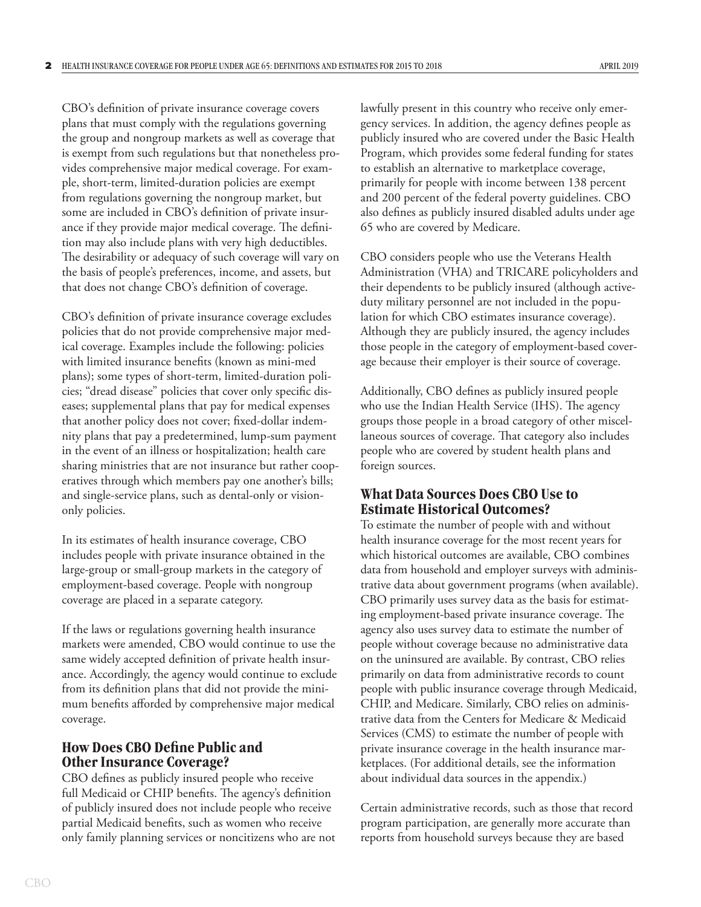CBO's definition of private insurance coverage covers plans that must comply with the regulations governing the group and nongroup markets as well as coverage that is exempt from such regulations but that nonetheless provides comprehensive major medical coverage. For example, short-term, limited-duration policies are exempt from regulations governing the nongroup market, but some are included in CBO's definition of private insurance if they provide major medical coverage. The definition may also include plans with very high deductibles. The desirability or adequacy of such coverage will vary on the basis of people's preferences, income, and assets, but that does not change CBO's definition of coverage.

CBO's definition of private insurance coverage excludes policies that do not provide comprehensive major medical coverage. Examples include the following: policies with limited insurance benefits (known as mini-med plans); some types of short-term, limited-duration policies; "dread disease" policies that cover only specific diseases; supplemental plans that pay for medical expenses that another policy does not cover; fixed-dollar indemnity plans that pay a predetermined, lump-sum payment in the event of an illness or hospitalization; health care sharing ministries that are not insurance but rather cooperatives through which members pay one another's bills; and single-service plans, such as dental-only or vision-only policies.

In its estimates of health insurance coverage, CBO includes people with private insurance obtained in the large-group or small-group markets in the category of employment-based coverage. People with nongroup coverage are placed in a separate category.

If the laws or regulations governing health insurance markets were amended, CBO would continue to use the same widely accepted definition of private health insurance. Accordingly, the agency would continue to exclude from its definition plans that did not provide the minimum benefits afforded by comprehensive major medical coverage.

## How Does CBO Define Public and Other Insurance Coverage?

CBO defines as publicly insured people who receive full Medicaid or CHIP benefits. The agency's definition of publicly insured does not include people who receive partial Medicaid benefits, such as women who receive only family planning services or noncitizens who are not lawfully present in this country who receive only emergency services. In addition, the agency defines people as publicly insured who are covered under the Basic Health Program, which provides some federal funding for states to establish an alternative to marketplace coverage, primarily for people with income between 138 percent and 200 percent of the federal poverty guidelines. CBO also defines as publicly insured disabled adults under age 65 who are covered by Medicare.

CBO considers people who use the Veterans Health Administration (VHA) and TRICARE policyholders and their dependents to be publicly insured (although active-duty military personnel are not included in the population for which CBO estimates insurance coverage). Although they are publicly insured, the agency includes those people in the category of employment-based coverage because their employer is their source of coverage.

Additionally, CBO defines as publicly insured people who use the Indian Health Service (IHS). The agency groups those people in a broad category of other miscellaneous sources of coverage. That category also includes people who are covered by student health plans and foreign sources.

## What Data Sources Does CBO Use to Estimate Historical Outcomes?

To estimate the number of people with and without health insurance coverage for the most recent years for which historical outcomes are available, CBO combines data from household and employer surveys with administrative data about government programs (when available). CBO primarily uses survey data as the basis for estimating employment-based private insurance coverage. The agency also uses survey data to estimate the number of people without coverage because no administrative data on the uninsured are available. By contrast, CBO relies primarily on data from administrative records to count people with public insurance coverage through Medicaid, CHIP, and Medicare. Similarly, CBO relies on administrative data from the Centers for Medicare & Medicaid Services (CMS) to estimate the number of people with private insurance coverage in the health insurance marketplaces. (For additional details, see the information about individual data sources in the appendix.)

Certain administrative records, such as those that record program participation, are generally more accurate than reports from household surveys because they are based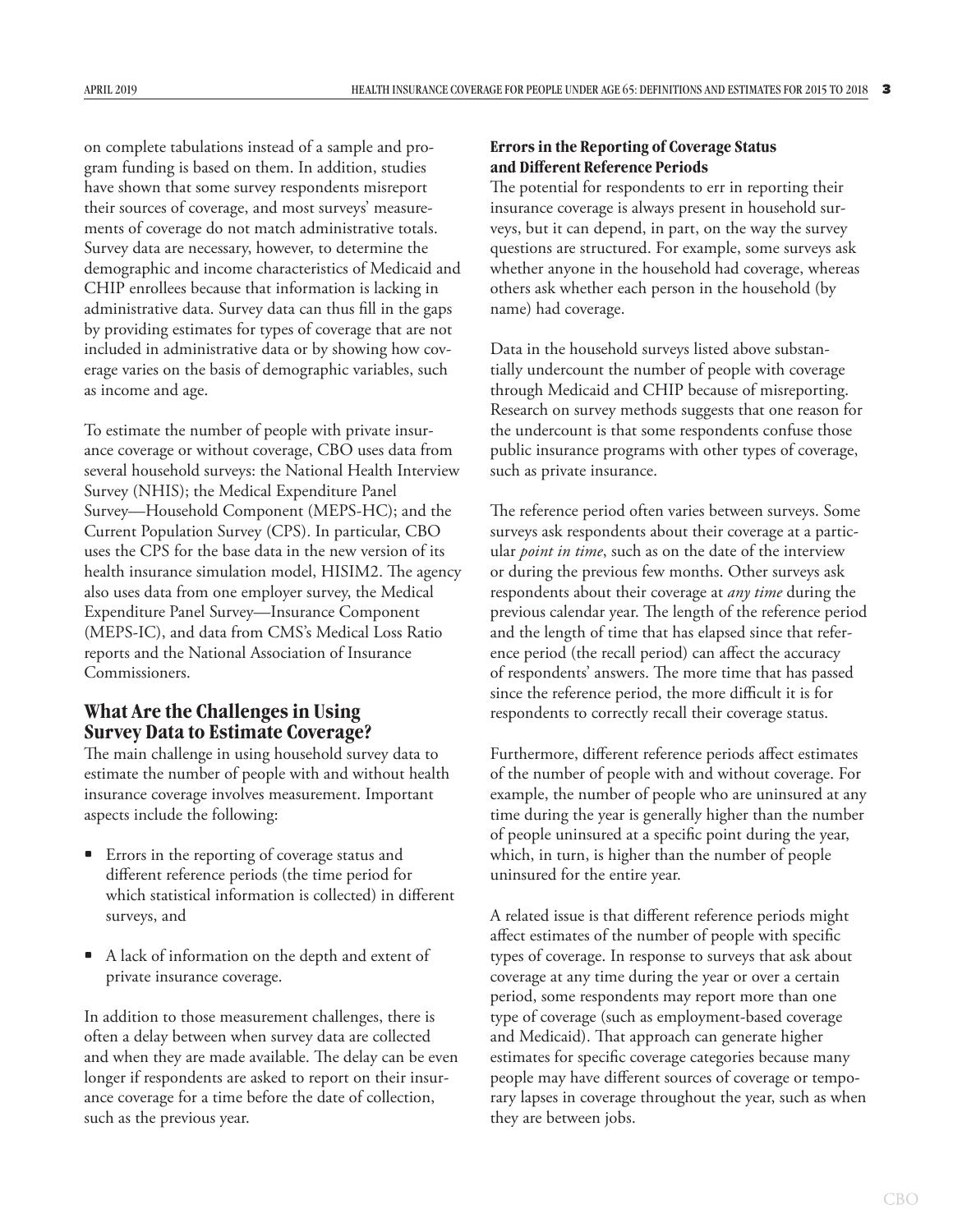on complete tabulations instead of a sample and program funding is based on them. In addition, studies have shown that some survey respondents misreport their sources of coverage, and most surveys' measurements of coverage do not match administrative totals. Survey data are necessary, however, to determine the demographic and income characteristics of Medicaid and CHIP enrollees because that information is lacking in administrative data. Survey data can thus fill in the gaps by providing estimates for types of coverage that are not included in administrative data or by showing how coverage varies on the basis of demographic variables, such as income and age.

To estimate the number of people with private insurance coverage or without coverage, CBO uses data from several household surveys: the National Health Interview Survey (NHIS); the Medical Expenditure Panel Survey—Household Component (MEPS-HC); and the Current Population Survey (CPS). In particular, CBO uses the CPS for the base data in the new version of its health insurance simulation model, HISIM2. The agency also uses data from one employer survey, the Medical Expenditure Panel Survey—Insurance Component (MEPS-IC), and data from CMS's Medical Loss Ratio reports and the National Association of Insurance Commissioners.

## What Are the Challenges in Using Survey Data to Estimate Coverage?

The main challenge in using household survey data to estimate the number of people with and without health insurance coverage involves measurement. Important aspects include the following:

- Errors in the reporting of coverage status and different reference periods (the time period for which statistical information is collected) in different surveys, and
- A lack of information on the depth and extent of private insurance coverage.

In addition to those measurement challenges, there is often a delay between when survey data are collected and when they are made available. The delay can be even longer if respondents are asked to report on their insurance coverage for a time before the date of collection, such as the previous year.

### Errors in the Reporting of Coverage Status and Different Reference Periods

The potential for respondents to err in reporting their insurance coverage is always present in household surveys, but it can depend, in part, on the way the survey questions are structured. For example, some surveys ask whether anyone in the household had coverage, whereas others ask whether each person in the household (by name) had coverage.

Data in the household surveys listed above substantially undercount the number of people with coverage through Medicaid and CHIP because of misreporting. Research on survey methods suggests that one reason for the undercount is that some respondents confuse those public insurance programs with other types of coverage, such as private insurance.

The reference period often varies between surveys. Some surveys ask respondents about their coverage at a particular *point in time*, such as on the date of the interview or during the previous few months. Other surveys ask respondents about their coverage at *any time* during the previous calendar year. The length of the reference period and the length of time that has elapsed since that reference period (the recall period) can affect the accuracy of respondents' answers. The more time that has passed since the reference period, the more difficult it is for respondents to correctly recall their coverage status.

Furthermore, different reference periods affect estimates of the number of people with and without coverage. For example, the number of people who are uninsured at any time during the year is generally higher than the number of people uninsured at a specific point during the year, which, in turn, is higher than the number of people uninsured for the entire year.

A related issue is that different reference periods might affect estimates of the number of people with specific types of coverage. In response to surveys that ask about coverage at any time during the year or over a certain period, some respondents may report more than one type of coverage (such as employment-based coverage and Medicaid). That approach can generate higher estimates for specific coverage categories because many people may have different sources of coverage or temporary lapses in coverage throughout the year, such as when they are between jobs.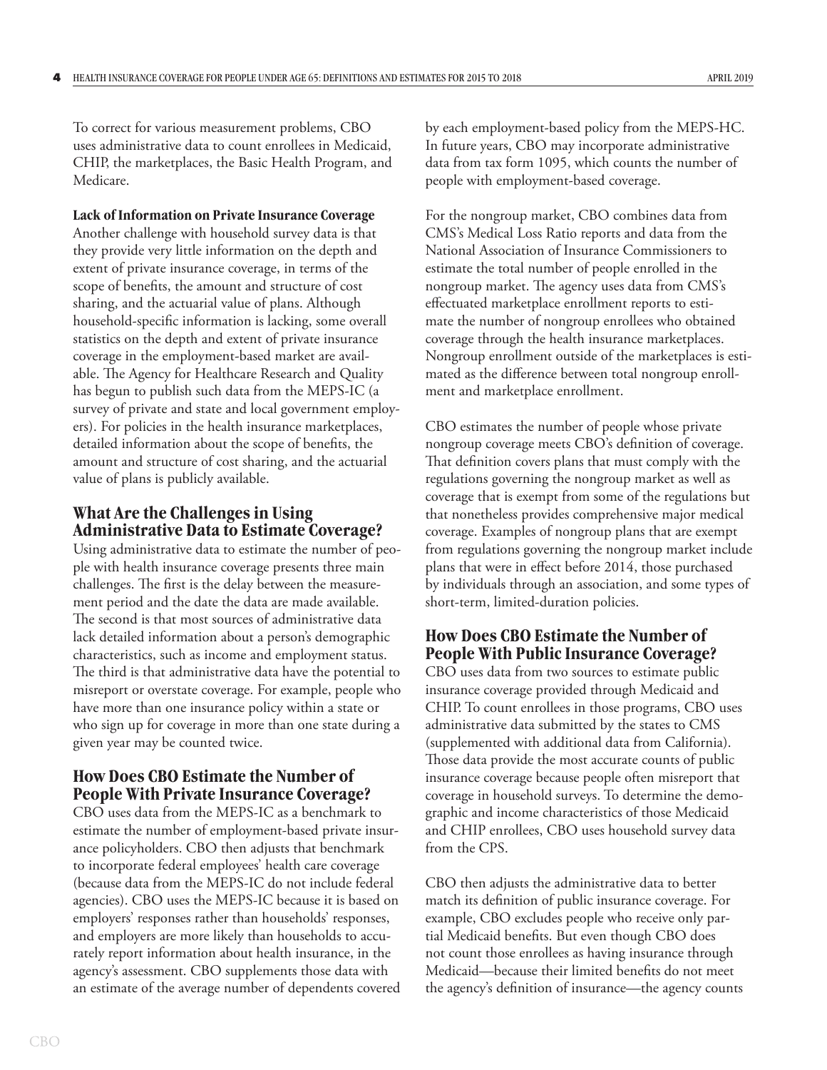To correct for various measurement problems, CBO uses administrative data to count enrollees in Medicaid, CHIP, the marketplaces, the Basic Health Program, and Medicare.

#### Lack of Information on Private Insurance Coverage

Another challenge with household survey data is that they provide very little information on the depth and extent of private insurance coverage, in terms of the scope of benefits, the amount and structure of cost sharing, and the actuarial value of plans. Although household-specific information is lacking, some overall statistics on the depth and extent of private insurance coverage in the employment-based market are available. The Agency for Healthcare Research and Quality has begun to publish such data from the MEPS-IC (a survey of private and state and local government employers). For policies in the health insurance marketplaces, detailed information about the scope of benefits, the amount and structure of cost sharing, and the actuarial value of plans is publicly available.

### What Are the Challenges in Using Administrative Data to Estimate Coverage?

Using administrative data to estimate the number of people with health insurance coverage presents three main challenges. The first is the delay between the measurement period and the date the data are made available. The second is that most sources of administrative data lack detailed information about a person's demographic characteristics, such as income and employment status. The third is that administrative data have the potential to misreport or overstate coverage. For example, people who have more than one insurance policy within a state or who sign up for coverage in more than one state during a given year may be counted twice.

### How Does CBO Estimate the Number of People With Private Insurance Coverage?

CBO uses data from the MEPS-IC as a benchmark to estimate the number of employment-based private insurance policyholders. CBO then adjusts that benchmark to incorporate federal employees' health care coverage (because data from the MEPS-IC do not include federal agencies). CBO uses the MEPS-IC because it is based on employers' responses rather than households' responses, and employers are more likely than households to accurately report information about health insurance, in the agency's assessment. CBO supplements those data with an estimate of the average number of dependents covered by each employment-based policy from the MEPS-HC. In future years, CBO may incorporate administrative data from tax form 1095, which counts the number of people with employment-based coverage.

For the nongroup market, CBO combines data from CMS's Medical Loss Ratio reports and data from the National Association of Insurance Commissioners to estimate the total number of people enrolled in the nongroup market. The agency uses data from CMS's effectuated marketplace enrollment reports to estimate the number of nongroup enrollees who obtained coverage through the health insurance marketplaces. Nongroup enrollment outside of the marketplaces is estimated as the difference between total nongroup enrollment and marketplace enrollment.

CBO estimates the number of people whose private nongroup coverage meets CBO's definition of coverage. That definition covers plans that must comply with the regulations governing the nongroup market as well as coverage that is exempt from some of the regulations but that nonetheless provides comprehensive major medical coverage. Examples of nongroup plans that are exempt from regulations governing the nongroup market include plans that were in effect before 2014, those purchased by individuals through an association, and some types of short-term, limited-duration policies.

### How Does CBO Estimate the Number of People With Public Insurance Coverage?

CBO uses data from two sources to estimate public insurance coverage provided through Medicaid and CHIP. To count enrollees in those programs, CBO uses administrative data submitted by the states to CMS (supplemented with additional data from California). Those data provide the most accurate counts of public insurance coverage because people often misreport that coverage in household surveys. To determine the demographic and income characteristics of those Medicaid and CHIP enrollees, CBO uses household survey data from the CPS.

CBO then adjusts the administrative data to better match its definition of public insurance coverage. For example, CBO excludes people who receive only partial Medicaid benefits. But even though CBO does not count those enrollees as having insurance through Medicaid—because their limited benefits do not meet the agency's definition of insurance—the agency counts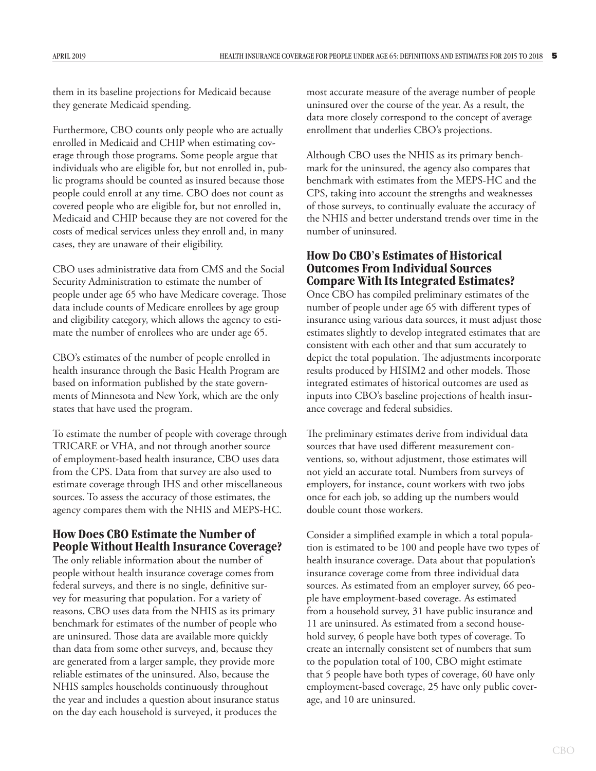them in its baseline projections for Medicaid because they generate Medicaid spending.

Furthermore, CBO counts only people who are actually enrolled in Medicaid and CHIP when estimating coverage through those programs. Some people argue that individuals who are eligible for, but not enrolled in, public programs should be counted as insured because those people could enroll at any time. CBO does not count as covered people who are eligible for, but not enrolled in, Medicaid and CHIP because they are not covered for the costs of medical services unless they enroll and, in many cases, they are unaware of their eligibility.

CBO uses administrative data from CMS and the Social Security Administration to estimate the number of people under age 65 who have Medicare coverage. Those data include counts of Medicare enrollees by age group and eligibility category, which allows the agency to estimate the number of enrollees who are under age 65.

CBO's estimates of the number of people enrolled in health insurance through the Basic Health Program are based on information published by the state governments of Minnesota and New York, which are the only states that have used the program.

To estimate the number of people with coverage through TRICARE or VHA, and not through another source of employment-based health insurance, CBO uses data from the CPS. Data from that survey are also used to estimate coverage through IHS and other miscellaneous sources. To assess the accuracy of those estimates, the agency compares them with the NHIS and MEPS-HC.

## How Does CBO Estimate the Number of People Without Health Insurance Coverage?

The only reliable information about the number of people without health insurance coverage comes from federal surveys, and there is no single, definitive survey for measuring that population. For a variety of reasons, CBO uses data from the NHIS as its primary benchmark for estimates of the number of people who are uninsured. Those data are available more quickly than data from some other surveys, and, because they are generated from a larger sample, they provide more reliable estimates of the uninsured. Also, because the NHIS samples households continuously throughout the year and includes a question about insurance status on the day each household is surveyed, it produces the most accurate measure of the average number of people uninsured over the course of the year. As a result, the data more closely correspond to the concept of average enrollment that underlies CBO's projections.

Although CBO uses the NHIS as its primary benchmark for the uninsured, the agency also compares that benchmark with estimates from the MEPS-HC and the CPS, taking into account the strengths and weaknesses of those surveys, to continually evaluate the accuracy of the NHIS and better understand trends over time in the number of uninsured.

## How Do CBO's Estimates of Historical Outcomes From Individual Sources Compare With Its Integrated Estimates?

Once CBO has compiled preliminary estimates of the number of people under age 65 with different types of insurance using various data sources, it must adjust those estimates slightly to develop integrated estimates that are consistent with each other and that sum accurately to depict the total population. The adjustments incorporate results produced by HISIM2 and other models. Those integrated estimates of historical outcomes are used as inputs into CBO's baseline projections of health insurance coverage and federal subsidies.

The preliminary estimates derive from individual data sources that have used different measurement conventions, so, without adjustment, those estimates will not yield an accurate total. Numbers from surveys of employers, for instance, count workers with two jobs once for each job, so adding up the numbers would double count those workers.

Consider a simplified example in which a total population is estimated to be 100 and people have two types of health insurance coverage. Data about that population's insurance coverage come from three individual data sources. As estimated from an employer survey, 66 people have employment-based coverage. As estimated from a household survey, 31 have public insurance and 11 are uninsured. As estimated from a second household survey, 6 people have both types of coverage. To create an internally consistent set of numbers that sum to the population total of 100, CBO might estimate that 5 people have both types of coverage, 60 have only employment-based coverage, 25 have only public coverage, and 10 are uninsured.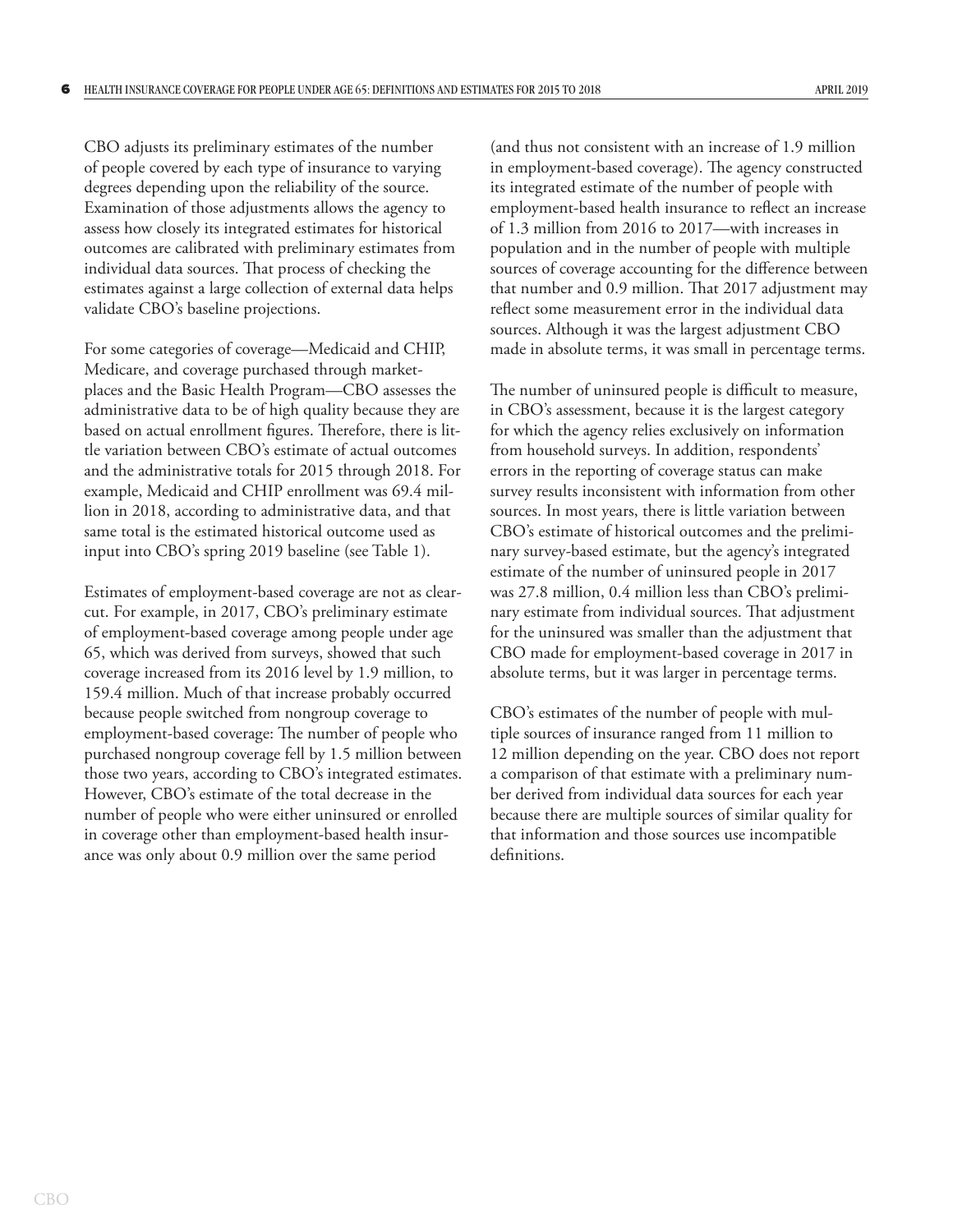CBO adjusts its preliminary estimates of the number of people covered by each type of insurance to varying degrees depending upon the reliability of the source. Examination of those adjustments allows the agency to assess how closely its integrated estimates for historical outcomes are calibrated with preliminary estimates from individual data sources. That process of checking the estimates against a large collection of external data helps validate CBO's baseline projections.

For some categories of coverage—Medicaid and CHIP, Medicare, and coverage purchased through marketplaces and the Basic Health Program—CBO assesses the administrative data to be of high quality because they are based on actual enrollment figures. Therefore, there is little variation between CBO's estimate of actual outcomes and the administrative totals for 2015 through 2018. For example, Medicaid and CHIP enrollment was 69.4 million in 2018, according to administrative data, and that same total is the estimated historical outcome used as input into CBO's spring 2019 baseline (see Table 1).

Estimates of employment-based coverage are not as clear-cut. For example, in 2017, CBO's preliminary estimate of employment-based coverage among people under age 65, which was derived from surveys, showed that such coverage increased from its 2016 level by 1.9 million, to 159.4 million. Much of that increase probably occurred because people switched from nongroup coverage to employment-based coverage: The number of people who purchased nongroup coverage fell by 1.5 million between those two years, according to CBO's integrated estimates. However, CBO's estimate of the total decrease in the number of people who were either uninsured or enrolled in coverage other than employment-based health insurance was only about 0.9 million over the same period (and thus not consistent with an increase of 1.9 million in employment-based coverage). The agency constructed its integrated estimate of the number of people with employment-based health insurance to reflect an increase of 1.3 million from 2016 to 2017—with increases in population and in the number of people with multiple sources of coverage accounting for the difference between that number and 0.9 million. That 2017 adjustment may reflect some measurement error in the individual data sources. Although it was the largest adjustment CBO made in absolute terms, it was small in percentage terms.

The number of uninsured people is difficult to measure, in CBO's assessment, because it is the largest category for which the agency relies exclusively on information from household surveys. In addition, respondents' errors in the reporting of coverage status can make survey results inconsistent with information from other sources. In most years, there is little variation between CBO's estimate of historical outcomes and the preliminary survey-based estimate, but the agency's integrated estimate of the number of uninsured people in 2017 was 27.8 million, 0.4 million less than CBO's preliminary estimate from individual sources. That adjustment for the uninsured was smaller than the adjustment that CBO made for employment-based coverage in 2017 in absolute terms, but it was larger in percentage terms.

CBO's estimates of the number of people with multiple sources of insurance ranged from 11 million to 12 million depending on the year. CBO does not report a comparison of that estimate with a preliminary number derived from individual data sources for each year because there are multiple sources of similar quality for that information and those sources use incompatible definitions.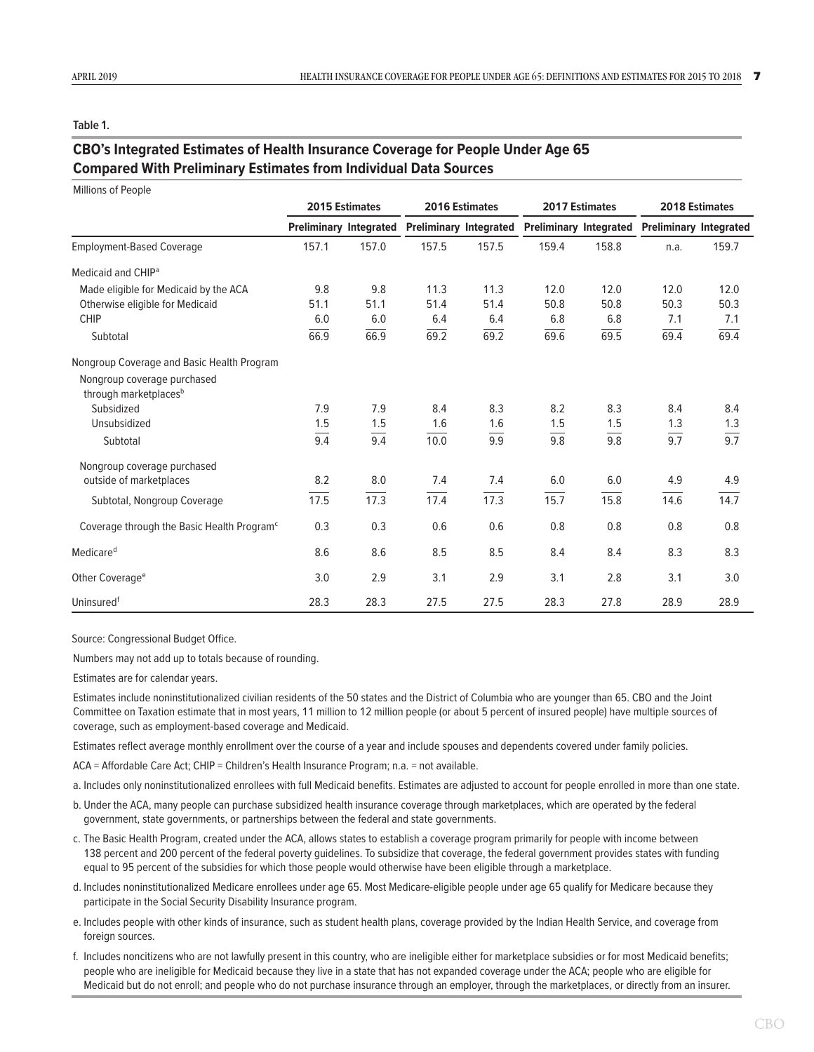Table 1.

## CBO's Integrated Estimates of Health Insurance Coverage for People Under Age 65 Compared With Preliminary Estimates from Individual Data Sources

Millions of People

| | 2015 Estimates | | 2016 Estimates | | 2017 Estimates | | 2018 Estimates | |
|---|---|---|---|---|---|---|---|---|
| | Preliminary | Integrated | Preliminary | Integrated | Preliminary | Integrated | Preliminary | Integrated |
| Employment-Based Coverage | 157.1 | 157.0 | 157.5 | 157.5 | 159.4 | 158.8 | n.a. | 159.7 |
| Medicaid and CHIP[a] | | | | | | | | |
| Made eligible for Medicaid by the ACA | 9.8 | 9.8 | 11.3 | 11.3 | 12.0 | 12.0 | 12.0 | 12.0 |
| Otherwise eligible for Medicaid | 51.1 | 51.1 | 51.4 | 51.4 | 50.8 | 50.8 | 50.3 | 50.3 |
| CHIP | 6.0 | 6.0 | 6.4 | 6.4 | 6.8 | 6.8 | 7.1 | 7.1 |
| Subtotal | 66.9 | 66.9 | 69.2 | 69.2 | 69.6 | 69.5 | 69.4 | 69.4 |
| Nongroup Coverage and Basic Health Program | | | | | | | | |
| Nongroup coverage purchased through marketplaces[b] | | | | | | | | |
| Subsidized | 7.9 | 7.9 | 8.4 | 8.3 | 8.2 | 8.3 | 8.4 | 8.4 |
| Unsubsidized | 1.5 | 1.5 | 1.6 | 1.6 | 1.5 | 1.5 | 1.3 | 1.3 |
| Subtotal | 9.4 | 9.4 | 10.0 | 9.9 | 9.8 | 9.8 | 9.7 | 9.7 |
| Nongroup coverage purchased outside of marketplaces | 8.2 | 8.0 | 7.4 | 7.4 | 6.0 | 6.0 | 4.9 | 4.9 |
| Subtotal, Nongroup Coverage | 17.5 | 17.3 | 17.4 | 17.3 | 15.7 | 15.8 | 14.6 | 14.7 |
| Coverage through the Basic Health Program[c] | 0.3 | 0.3 | 0.6 | 0.6 | 0.8 | 0.8 | 0.8 | 0.8 |
| Medicare[d] | 8.6 | 8.6 | 8.5 | 8.5 | 8.4 | 8.4 | 8.3 | 8.3 |
| Other Coverage[e] | 3.0 | 2.9 | 3.1 | 2.9 | 3.1 | 2.8 | 3.1 | 3.0 |
| Uninsured[f] | 28.3 | 28.3 | 27.5 | 27.5 | 28.3 | 27.8 | 28.9 | 28.9 |

Source: Congressional Budget Office.

Numbers may not add up to totals because of rounding.

Estimates are for calendar years.

Estimates include noninstitutionalized civilian residents of the 50 states and the District of Columbia who are younger than 65. CBO and the Joint Committee on Taxation estimate that in most years, 11 million to 12 million people (or about 5 percent of insured people) have multiple sources of coverage, such as employment-based coverage and Medicaid.

Estimates reflect average monthly enrollment over the course of a year and include spouses and dependents covered under family policies.

ACA = Affordable Care Act; CHIP = Children's Health Insurance Program; n.a. = not available.

a. Includes only noninstitutionalized enrollees with full Medicaid benefits. Estimates are adjusted to account for people enrolled in more than one state.

b. Under the ACA, many people can purchase subsidized health insurance coverage through marketplaces, which are operated by the federal government, state governments, or partnerships between the federal and state governments.

c. The Basic Health Program, created under the ACA, allows states to establish a coverage program primarily for people with income between 138 percent and 200 percent of the federal poverty guidelines. To subsidize that coverage, the federal government provides states with funding equal to 95 percent of the subsidies for which those people would otherwise have been eligible through a marketplace.

d. Includes noninstitutionalized Medicare enrollees under age 65. Most Medicare-eligible people under age 65 qualify for Medicare because they participate in the Social Security Disability Insurance program.

e. Includes people with other kinds of insurance, such as student health plans, coverage provided by the Indian Health Service, and coverage from foreign sources.

f. Includes noncitizens who are not lawfully present in this country, who are ineligible either for marketplace subsidies or for most Medicaid benefits; people who are ineligible for Medicaid because they live in a state that has not expanded coverage under the ACA; people who are eligible for Medicaid but do not enroll; and people who do not purchase insurance through an employer, through the marketplaces, or directly from an insurer.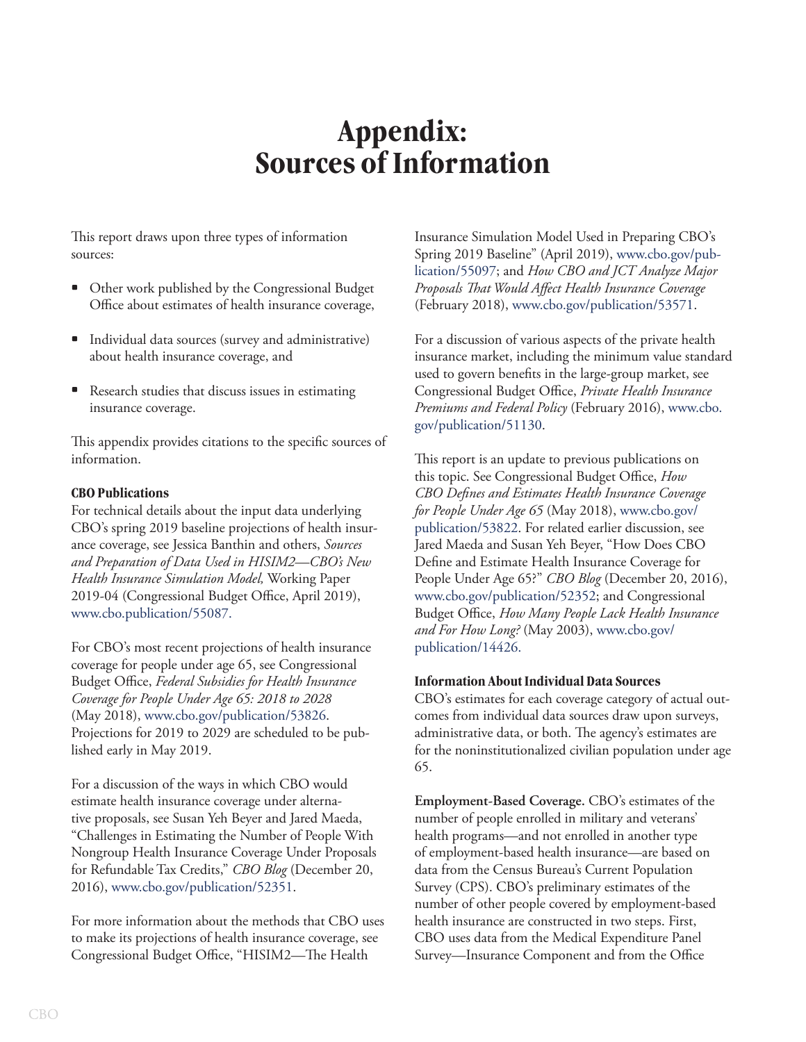# Appendix: Sources of Information

This report draws upon three types of information sources:

- Other work published by the Congressional Budget Office about estimates of health insurance coverage,
- Individual data sources (survey and administrative) about health insurance coverage, and
- Research studies that discuss issues in estimating insurance coverage.

This appendix provides citations to the specific sources of information.

### CBO Publications

For technical details about the input data underlying CBO's spring 2019 baseline projections of health insurance coverage, see Jessica Banthin and others, *Sources and Preparation of Data Used in HISIM2—CBO's New Health Insurance Simulation Model,* Working Paper 2019-04 (Congressional Budget Office, April 2019), www.cbo.publication/55087.

For CBO's most recent projections of health insurance coverage for people under age 65, see Congressional Budget Office, *Federal Subsidies for Health Insurance Coverage for People Under Age 65: 2018 to 2028* (May 2018), www.cbo.gov/publication/53826. Projections for 2019 to 2029 are scheduled to be published early in May 2019.

For a discussion of the ways in which CBO would estimate health insurance coverage under alternative proposals, see Susan Yeh Beyer and Jared Maeda, "Challenges in Estimating the Number of People With Nongroup Health Insurance Coverage Under Proposals for Refundable Tax Credits," *CBO Blog* (December 20, 2016), www.cbo.gov/publication/52351.

For more information about the methods that CBO uses to make its projections of health insurance coverage, see Congressional Budget Office, "HISIM2—The Health Insurance Simulation Model Used in Preparing CBO's Spring 2019 Baseline" (April 2019), www.cbo.gov/publication/55097; and *How CBO and JCT Analyze Major Proposals That Would Affect Health Insurance Coverage* (February 2018), www.cbo.gov/publication/53571.

For a discussion of various aspects of the private health insurance market, including the minimum value standard used to govern benefits in the large-group market, see Congressional Budget Office, *Private Health Insurance Premiums and Federal Policy* (February 2016), www.cbo.gov/publication/51130.

This report is an update to previous publications on this topic. See Congressional Budget Office, *How CBO Defines and Estimates Health Insurance Coverage for People Under Age 65* (May 2018), www.cbo.gov/publication/53822. For related earlier discussion, see Jared Maeda and Susan Yeh Beyer, "How Does CBO Define and Estimate Health Insurance Coverage for People Under Age 65?" *CBO Blog* (December 20, 2016), www.cbo.gov/publication/52352; and Congressional Budget Office, *How Many People Lack Health Insurance and For How Long?* (May 2003), www.cbo.gov/publication/14426.

### Information About Individual Data Sources

CBO's estimates for each coverage category of actual outcomes from individual data sources draw upon surveys, administrative data, or both. The agency's estimates are for the noninstitutionalized civilian population under age 65.

**Employment-Based Coverage.** CBO's estimates of the number of people enrolled in military and veterans' health programs—and not enrolled in another type of employment-based health insurance—are based on data from the Census Bureau's Current Population Survey (CPS). CBO's preliminary estimates of the number of other people covered by employment-based health insurance are constructed in two steps. First, CBO uses data from the Medical Expenditure Panel Survey—Insurance Component and from the Office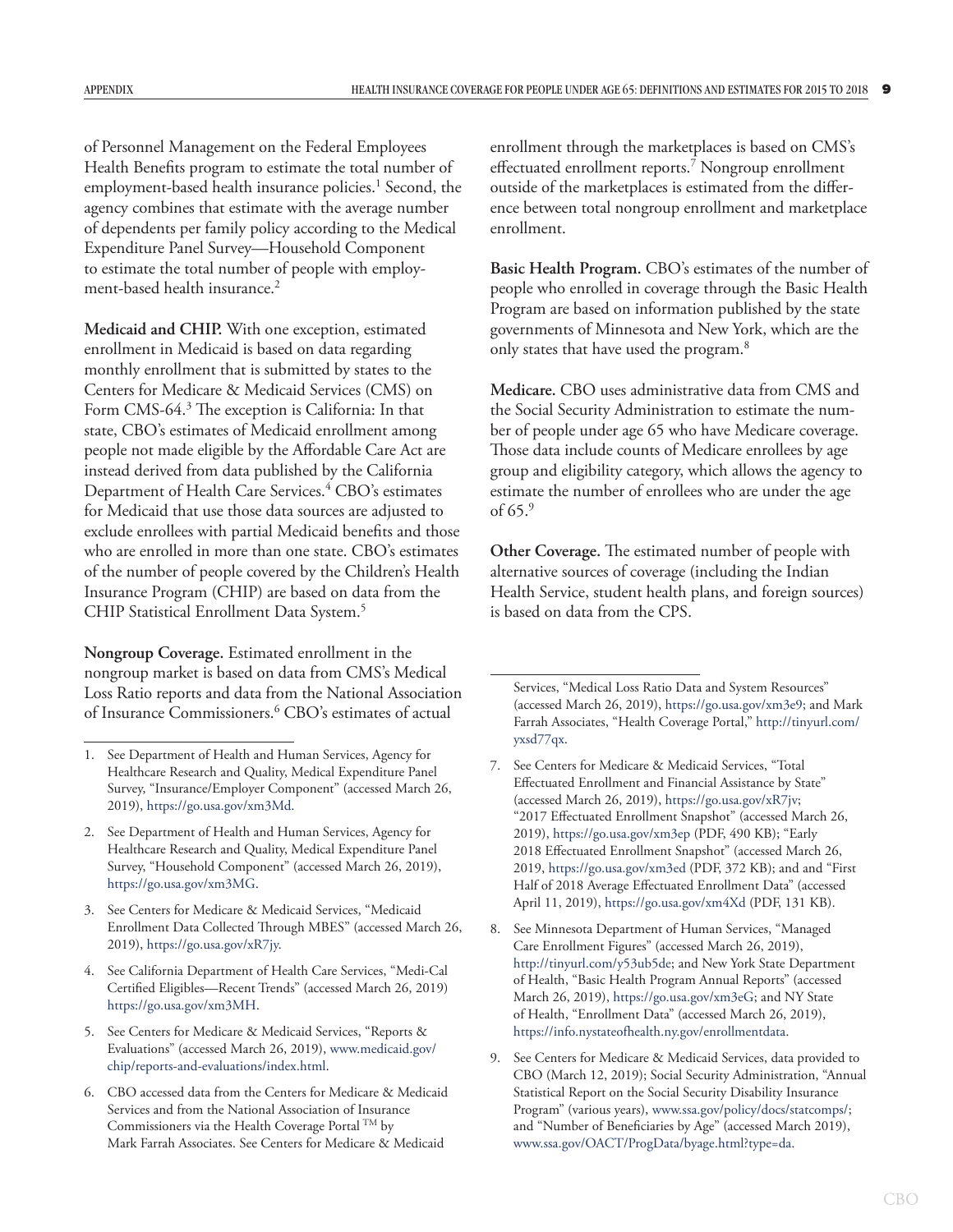of Personnel Management on the Federal Employees Health Benefits program to estimate the total number of employment-based health insurance policies.[1] Second, the agency combines that estimate with the average number of dependents per family policy according to the Medical Expenditure Panel Survey—Household Component to estimate the total number of people with employment-based health insurance.[2]

**Medicaid and CHIP.** With one exception, estimated enrollment in Medicaid is based on data regarding monthly enrollment that is submitted by states to the Centers for Medicare & Medicaid Services (CMS) on Form CMS-64.[3] The exception is California: In that state, CBO's estimates of Medicaid enrollment among people not made eligible by the Affordable Care Act are instead derived from data published by the California Department of Health Care Services.[4] CBO's estimates for Medicaid that use those data sources are adjusted to exclude enrollees with partial Medicaid benefits and those who are enrolled in more than one state. CBO's estimates of the number of people covered by the Children's Health Insurance Program (CHIP) are based on data from the CHIP Statistical Enrollment Data System.[5]

**Nongroup Coverage.** Estimated enrollment in the nongroup market is based on data from CMS's Medical Loss Ratio reports and data from the National Association of Insurance Commissioners.[6] CBO's estimates of actual enrollment through the marketplaces is based on CMS's effectuated enrollment reports.[7] Nongroup enrollment outside of the marketplaces is estimated from the difference between total nongroup enrollment and marketplace enrollment.

**Basic Health Program.** CBO's estimates of the number of people who enrolled in coverage through the Basic Health Program are based on information published by the state governments of Minnesota and New York, which are the only states that have used the program.[8]

**Medicare.** CBO uses administrative data from CMS and the Social Security Administration to estimate the number of people under age 65 who have Medicare coverage. Those data include counts of Medicare enrollees by age group and eligibility category, which allows the agency to estimate the number of enrollees who are under the age of 65.[9]

**Other Coverage.** The estimated number of people with alternative sources of coverage (including the Indian Health Service, student health plans, and foreign sources) is based on data from the CPS.

---

1. See Department of Health and Human Services, Agency for Healthcare Research and Quality, Medical Expenditure Panel Survey, "Insurance/Employer Component" (accessed March 26, 2019), https://go.usa.gov/xm3Md.

2. See Department of Health and Human Services, Agency for Healthcare Research and Quality, Medical Expenditure Panel Survey, "Household Component" (accessed March 26, 2019), https://go.usa.gov/xm3MG.

3. See Centers for Medicare & Medicaid Services, "Medicaid Enrollment Data Collected Through MBES" (accessed March 26, 2019), https://go.usa.gov/xR7jy.

4. See California Department of Health Care Services, "Medi-Cal Certified Eligibles—Recent Trends" (accessed March 26, 2019) https://go.usa.gov/xm3MH.

5. See Centers for Medicare & Medicaid Services, "Reports & Evaluations" (accessed March 26, 2019), www.medicaid.gov/chip/reports-and-evaluations/index.html.

6. CBO accessed data from the Centers for Medicare & Medicaid Services and from the National Association of Insurance Commissioners via the Health Coverage Portal TM by Mark Farrah Associates. See Centers for Medicare & Medicaid Services, "Medical Loss Ratio Data and System Resources" (accessed March 26, 2019), https://go.usa.gov/xm3e9; and Mark Farrah Associates, "Health Coverage Portal," http://tinyurl.com/yxsd77qx.

7. See Centers for Medicare & Medicaid Services, "Total Effectuated Enrollment and Financial Assistance by State" (accessed March 26, 2019), https://go.usa.gov/xR7jv; "2017 Effectuated Enrollment Snapshot" (accessed March 26, 2019), https://go.usa.gov/xm3ep (PDF, 490 KB); "Early 2018 Effectuated Enrollment Snapshot" (accessed March 26, 2019, https://go.usa.gov/xm3ed (PDF, 372 KB); and and "First Half of 2018 Average Effectuated Enrollment Data" (accessed April 11, 2019), https://go.usa.gov/xm4Xd (PDF, 131 KB).

8. See Minnesota Department of Human Services, "Managed Care Enrollment Figures" (accessed March 26, 2019), http://tinyurl.com/y53ub5de; and New York State Department of Health, "Basic Health Program Annual Reports" (accessed March 26, 2019), https://go.usa.gov/xm3eG; and NY State of Health, "Enrollment Data" (accessed March 26, 2019), https://info.nystateofhealth.ny.gov/enrollmentdata.

9. See Centers for Medicare & Medicaid Services, data provided to CBO (March 12, 2019); Social Security Administration, "Annual Statistical Report on the Social Security Disability Insurance Program" (various years), www.ssa.gov/policy/docs/statcomps/; and "Number of Beneficiaries by Age" (accessed March 2019), www.ssa.gov/OACT/ProgData/byage.html?type=da.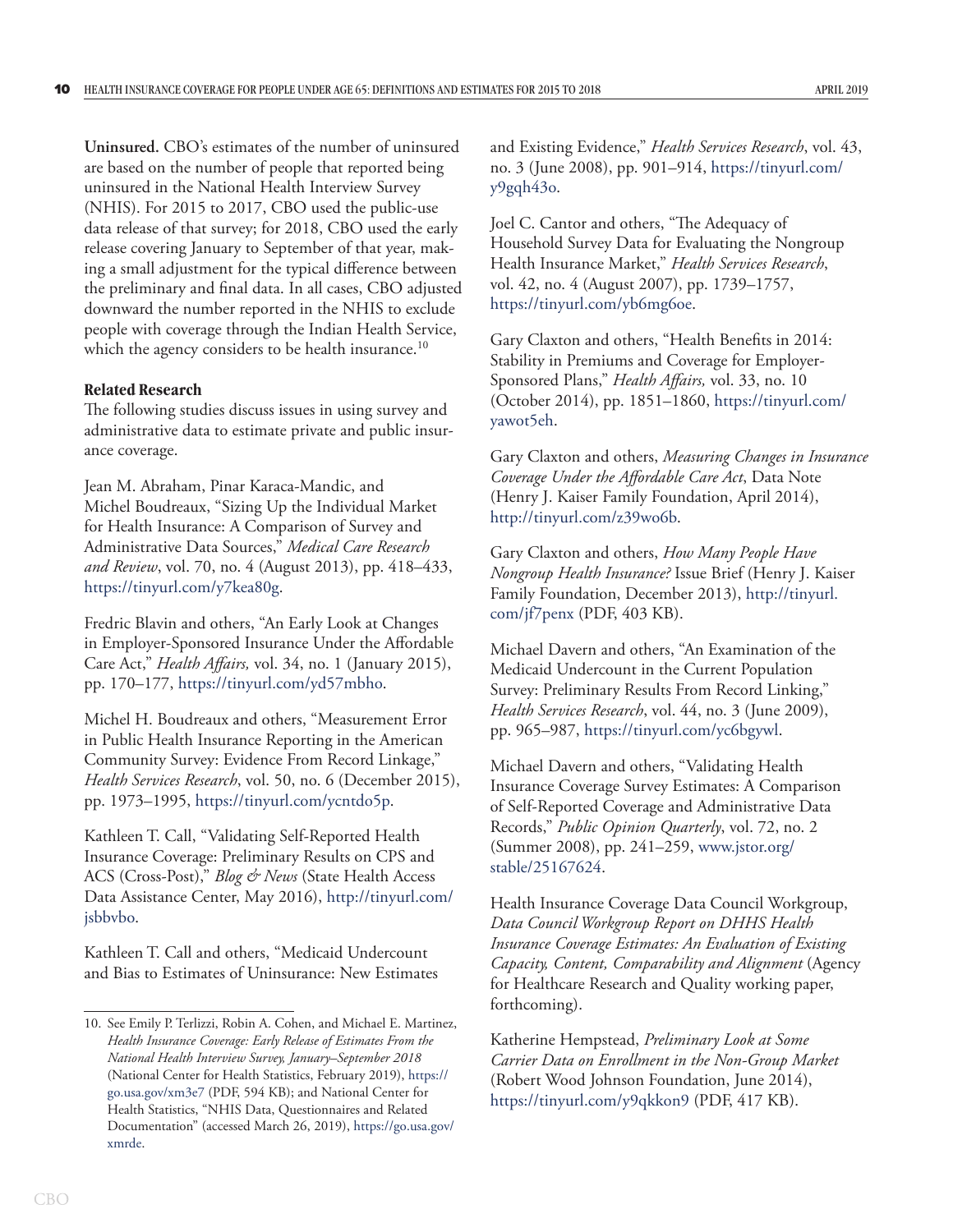**Uninsured.** CBO's estimates of the number of uninsured are based on the number of people that reported being uninsured in the National Health Interview Survey (NHIS). For 2015 to 2017, CBO used the public-use data release of that survey; for 2018, CBO used the early release covering January to September of that year, making a small adjustment for the typical difference between the preliminary and final data. In all cases, CBO adjusted downward the number reported in the NHIS to exclude people with coverage through the Indian Health Service, which the agency considers to be health insurance.[10]

### Related Research

The following studies discuss issues in using survey and administrative data to estimate private and public insurance coverage.

Jean M. Abraham, Pinar Karaca-Mandic, and Michel Boudreaux, "Sizing Up the Individual Market for Health Insurance: A Comparison of Survey and Administrative Data Sources," *Medical Care Research and Review*, vol. 70, no. 4 (August 2013), pp. 418–433, https://tinyurl.com/y7kea80g.

Fredric Blavin and others, "An Early Look at Changes in Employer-Sponsored Insurance Under the Affordable Care Act," *Health Affairs,* vol. 34, no. 1 (January 2015), pp. 170–177, https://tinyurl.com/yd57mbho.

Michel H. Boudreaux and others, "Measurement Error in Public Health Insurance Reporting in the American Community Survey: Evidence From Record Linkage," *Health Services Research*, vol. 50, no. 6 (December 2015), pp. 1973–1995, https://tinyurl.com/ycntdo5p.

Kathleen T. Call, "Validating Self-Reported Health Insurance Coverage: Preliminary Results on CPS and ACS (Cross-Post)," *Blog & News* (State Health Access Data Assistance Center, May 2016), http://tinyurl.com/jsbbvbo.

Kathleen T. Call and others, "Medicaid Undercount and Bias to Estimates of Uninsurance: New Estimates and Existing Evidence," *Health Services Research*, vol. 43, no. 3 (June 2008), pp. 901–914, https://tinyurl.com/y9gqh43o.

Joel C. Cantor and others, "The Adequacy of Household Survey Data for Evaluating the Nongroup Health Insurance Market," *Health Services Research*, vol. 42, no. 4 (August 2007), pp. 1739–1757, https://tinyurl.com/yb6mg6oe.

Gary Claxton and others, "Health Benefits in 2014: Stability in Premiums and Coverage for Employer-Sponsored Plans," *Health Affairs,* vol. 33, no. 10 (October 2014), pp. 1851–1860, https://tinyurl.com/yawot5eh.

Gary Claxton and others, *Measuring Changes in Insurance Coverage Under the Affordable Care Act*, Data Note (Henry J. Kaiser Family Foundation, April 2014), http://tinyurl.com/z39wo6b.

Gary Claxton and others, *How Many People Have Nongroup Health Insurance?* Issue Brief (Henry J. Kaiser Family Foundation, December 2013), http://tinyurl.com/jf7penx (PDF, 403 KB).

Michael Davern and others, "An Examination of the Medicaid Undercount in the Current Population Survey: Preliminary Results From Record Linking," *Health Services Research*, vol. 44, no. 3 (June 2009), pp. 965–987, https://tinyurl.com/yc6bgywl.

Michael Davern and others, "Validating Health Insurance Coverage Survey Estimates: A Comparison of Self-Reported Coverage and Administrative Data Records," *Public Opinion Quarterly*, vol. 72, no. 2 (Summer 2008), pp. 241–259, www.jstor.org/stable/25167624.

Health Insurance Coverage Data Council Workgroup, *Data Council Workgroup Report on DHHS Health Insurance Coverage Estimates: An Evaluation of Existing Capacity, Content, Comparability and Alignment* (Agency for Healthcare Research and Quality working paper, forthcoming).

Katherine Hempstead, *Preliminary Look at Some Carrier Data on Enrollment in the Non-Group Market* (Robert Wood Johnson Foundation, June 2014), https://tinyurl.com/y9qkkon9 (PDF, 417 KB).

---

10. See Emily P. Terlizzi, Robin A. Cohen, and Michael E. Martinez, *Health Insurance Coverage: Early Release of Estimates From the National Health Interview Survey, January–September 2018* (National Center for Health Statistics, February 2019), https://go.usa.gov/xm3e7 (PDF, 594 KB); and National Center for Health Statistics, "NHIS Data, Questionnaires and Related Documentation" (accessed March 26, 2019), https://go.usa.gov/xmrde.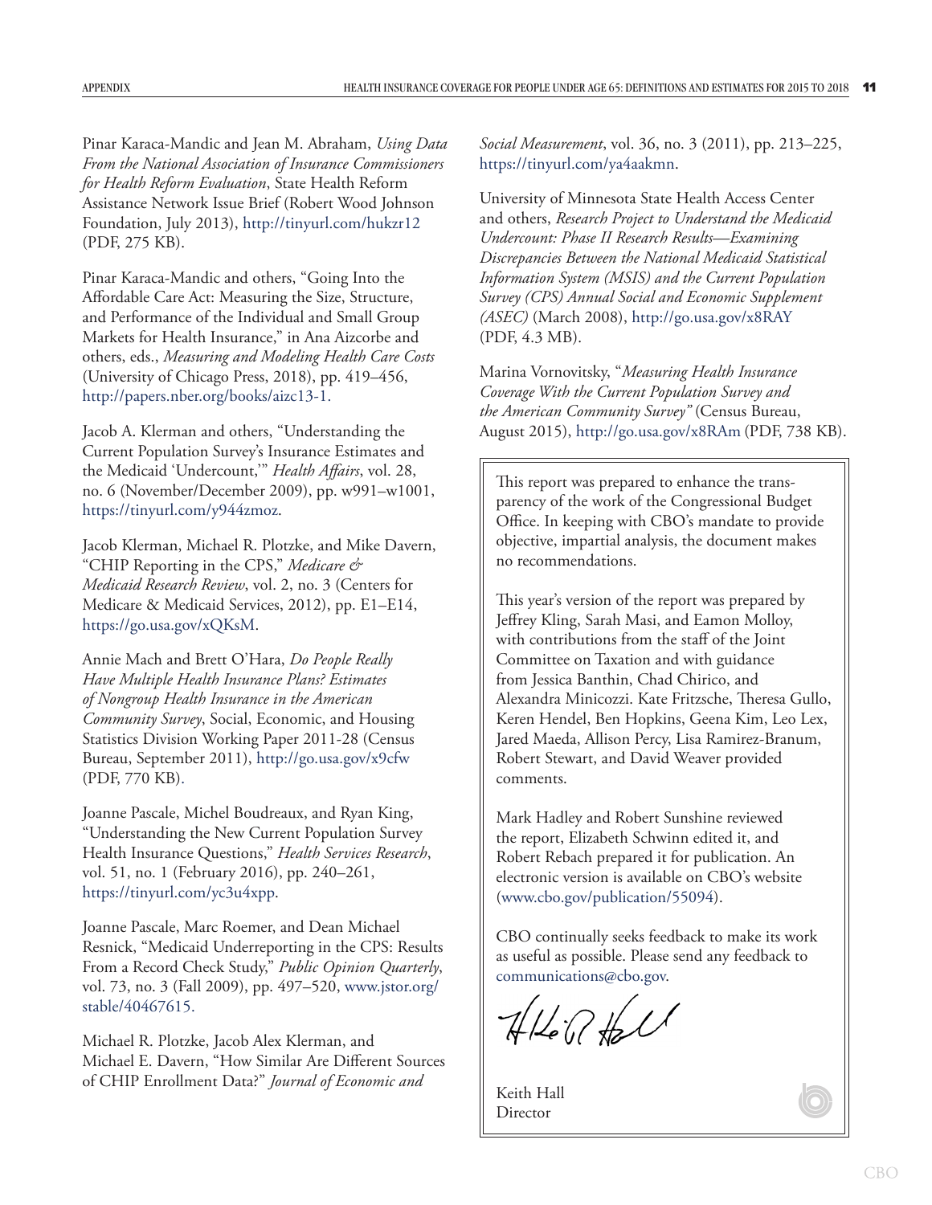Pinar Karaca-Mandic and Jean M. Abraham, *Using Data From the National Association of Insurance Commissioners for Health Reform Evaluation*, State Health Reform Assistance Network Issue Brief (Robert Wood Johnson Foundation, July 2013), http://tinyurl.com/hukzr12 (PDF, 275 KB).

Pinar Karaca-Mandic and others, "Going Into the Affordable Care Act: Measuring the Size, Structure, and Performance of the Individual and Small Group Markets for Health Insurance," in Ana Aizcorbe and others, eds., *Measuring and Modeling Health Care Costs* (University of Chicago Press, 2018), pp. 419–456, http://papers.nber.org/books/aizc13-1.

Jacob A. Klerman and others, "Understanding the Current Population Survey's Insurance Estimates and the Medicaid 'Undercount,'" *Health Affairs*, vol. 28, no. 6 (November/December 2009), pp. w991–w1001, https://tinyurl.com/y944zmoz.

Jacob Klerman, Michael R. Plotzke, and Mike Davern, "CHIP Reporting in the CPS," *Medicare & Medicaid Research Review*, vol. 2, no. 3 (Centers for Medicare & Medicaid Services, 2012), pp. E1–E14, https://go.usa.gov/xQKsM.

Annie Mach and Brett O'Hara, *Do People Really Have Multiple Health Insurance Plans? Estimates of Nongroup Health Insurance in the American Community Survey*, Social, Economic, and Housing Statistics Division Working Paper 2011-28 (Census Bureau, September 2011), http://go.usa.gov/x9cfw (PDF, 770 KB).

Joanne Pascale, Michel Boudreaux, and Ryan King, "Understanding the New Current Population Survey Health Insurance Questions," *Health Services Research*, vol. 51, no. 1 (February 2016), pp. 240–261, https://tinyurl.com/yc3u4xpp.

Joanne Pascale, Marc Roemer, and Dean Michael Resnick, "Medicaid Underreporting in the CPS: Results From a Record Check Study," *Public Opinion Quarterly*, vol. 73, no. 3 (Fall 2009), pp. 497–520, www.jstor.org/stable/40467615.

Michael R. Plotzke, Jacob Alex Klerman, and Michael E. Davern, "How Similar Are Different Sources of CHIP Enrollment Data?" *Journal of Economic and Social Measurement*, vol. 36, no. 3 (2011), pp. 213–225, https://tinyurl.com/ya4aakmn.

University of Minnesota State Health Access Center and others, *Research Project to Understand the Medicaid Undercount: Phase II Research Results—Examining Discrepancies Between the National Medicaid Statistical Information System (MSIS) and the Current Population Survey (CPS) Annual Social and Economic Supplement (ASEC)* (March 2008), http://go.usa.gov/x8RAY (PDF, 4.3 MB).

Marina Vornovitsky, "*Measuring Health Insurance Coverage With the Current Population Survey and the American Community Survey*" (Census Bureau, August 2015), http://go.usa.gov/x8RAm (PDF, 738 KB).

---

This report was prepared to enhance the transparency of the work of the Congressional Budget Office. In keeping with CBO's mandate to provide objective, impartial analysis, the document makes no recommendations.

This year's version of the report was prepared by Jeffrey Kling, Sarah Masi, and Eamon Molloy, with contributions from the staff of the Joint Committee on Taxation and with guidance from Jessica Banthin, Chad Chirico, and Alexandra Minicozzi. Kate Fritzsche, Theresa Gullo, Keren Hendel, Ben Hopkins, Geena Kim, Leo Lex, Jared Maeda, Allison Percy, Lisa Ramirez-Branum, Robert Stewart, and David Weaver provided comments.

Mark Hadley and Robert Sunshine reviewed the report, Elizabeth Schwinn edited it, and Robert Rebach prepared it for publication. An electronic version is available on CBO's website (www.cbo.gov/publication/55094).

CBO continually seeks feedback to make its work as useful as possible. Please send any feedback to communications@cbo.gov.

Keith Hall
Director